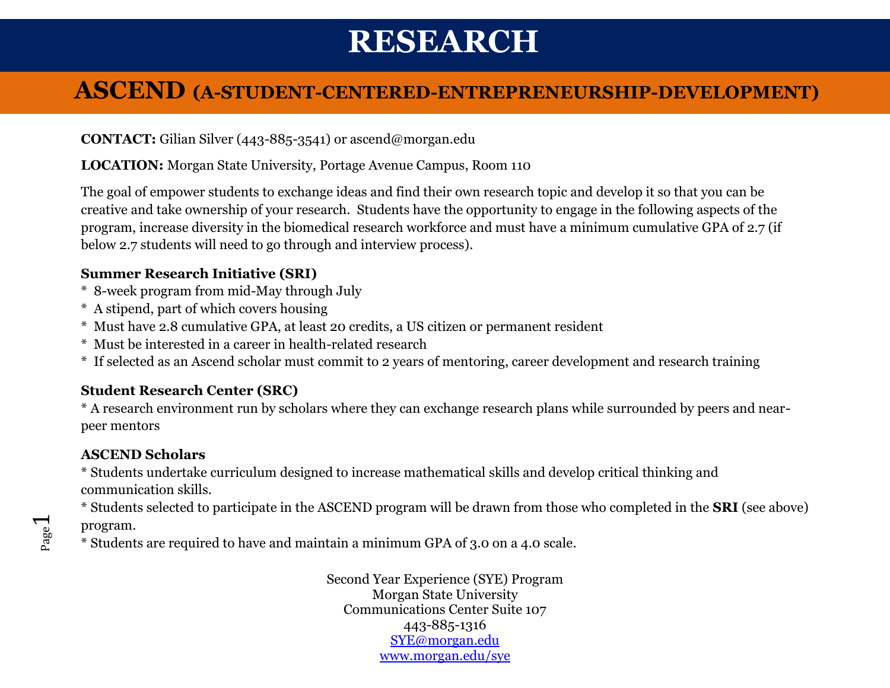# RESEARCH

## ASCEND (A-STUDENT-CENTERED-ENTREPRENEURSHIP-DEVELOPMENT)

**CONTACT:** Gilian Silver (443-885-3541) or ascend@morgan.edu

**LOCATION:** Morgan State University, Portage Avenue Campus, Room 110

The goal of empower students to exchange ideas and find their own research topic and develop it so that you can be creative and take ownership of your research. Students have the opportunity to engage in the following aspects of the program, increase diversity in the biomedical research workforce and must have a minimum cumulative GPA of 2.7 (if below 2.7 students will need to go through and interview process).

**Summer Research Initiative (SRI)**

* 8-week program from mid-May through July
* A stipend, part of which covers housing
* Must have 2.8 cumulative GPA, at least 20 credits, a US citizen or permanent resident
* Must be interested in a career in health-related research
* If selected as an Ascend scholar must commit to 2 years of mentoring, career development and research training

**Student Research Center (SRC)**

* A research environment run by scholars where they can exchange research plans while surrounded by peers and near-peer mentors

**ASCEND Scholars**

* Students undertake curriculum designed to increase mathematical skills and develop critical thinking and communication skills.
* Students selected to participate in the ASCEND program will be drawn from those who completed in the **SRI** (see above) program.
* Students are required to have and maintain a minimum GPA of 3.0 on a 4.0 scale.

Second Year Experience (SYE) Program
Morgan State University
Communications Center Suite 107
443-885-1316
SYE@morgan.edu
www.morgan.edu/sye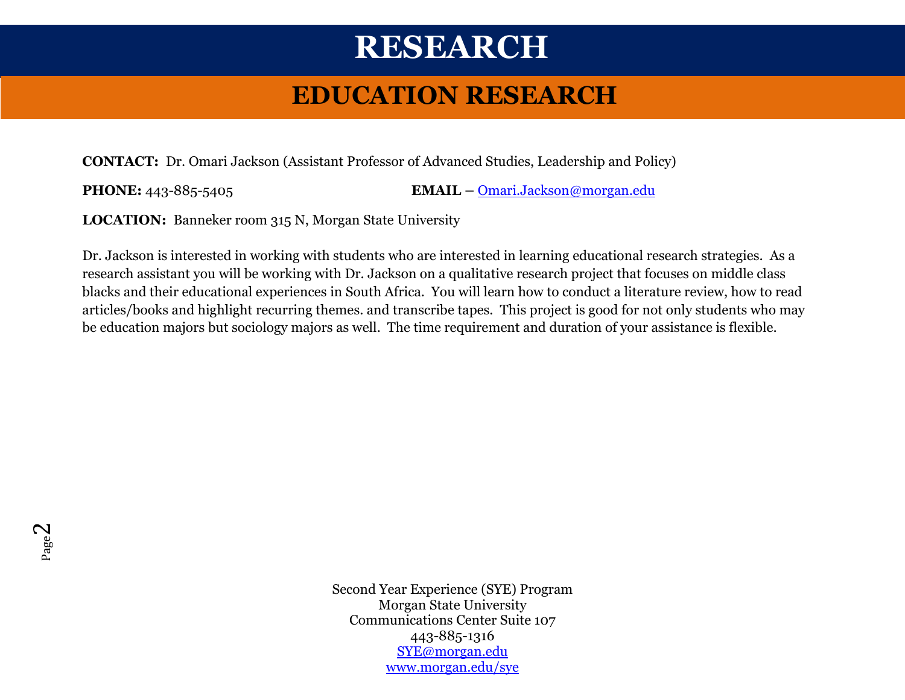# RESEARCH

## EDUCATION RESEARCH

**CONTACT:** Dr. Omari Jackson (Assistant Professor of Advanced Studies, Leadership and Policy)

**PHONE:** 443-885-5405 **EMAIL –** Omari.Jackson@morgan.edu

**LOCATION:** Banneker room 315 N, Morgan State University

Dr. Jackson is interested in working with students who are interested in learning educational research strategies. As a research assistant you will be working with Dr. Jackson on a qualitative research project that focuses on middle class blacks and their educational experiences in South Africa. You will learn how to conduct a literature review, how to read articles/books and highlight recurring themes. and transcribe tapes. This project is good for not only students who may be education majors but sociology majors as well. The time requirement and duration of your assistance is flexible.

Second Year Experience (SYE) Program
Morgan State University
Communications Center Suite 107
443-885-1316
SYE@morgan.edu
www.morgan.edu/sye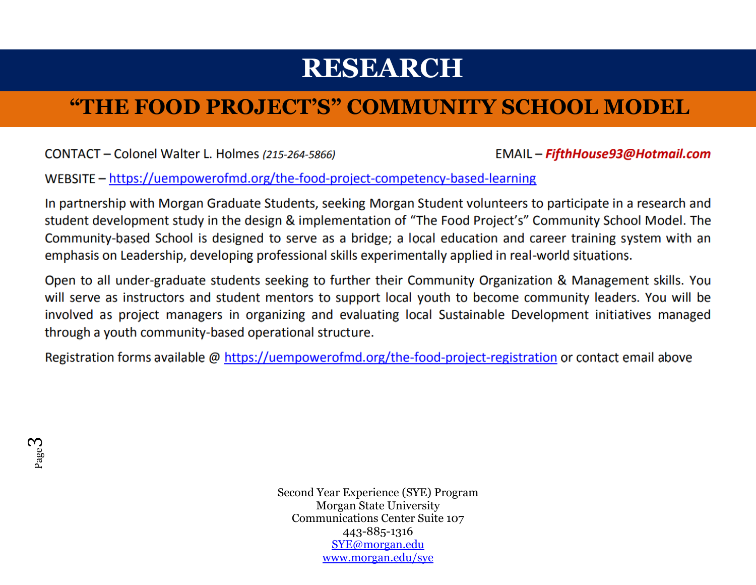# RESEARCH

## "THE FOOD PROJECT'S" COMMUNITY SCHOOL MODEL

CONTACT – Colonel Walter L. Holmes *(215-264-5866)*

EMAIL – ***FifthHouse93@Hotmail.com***

WEBSITE – https://uempowerofmd.org/the-food-project-competency-based-learning

In partnership with Morgan Graduate Students, seeking Morgan Student volunteers to participate in a research and student development study in the design & implementation of "The Food Project's" Community School Model. The Community-based School is designed to serve as a bridge; a local education and career training system with an emphasis on Leadership, developing professional skills experimentally applied in real-world situations.

Open to all under-graduate students seeking to further their Community Organization & Management skills. You will serve as instructors and student mentors to support local youth to become community leaders. You will be involved as project managers in organizing and evaluating local Sustainable Development initiatives managed through a youth community-based operational structure.

Registration forms available @ https://uempowerofmd.org/the-food-project-registration or contact email above

Second Year Experience (SYE) Program
Morgan State University
Communications Center Suite 107
443-885-1316
SYE@morgan.edu
www.morgan.edu/sye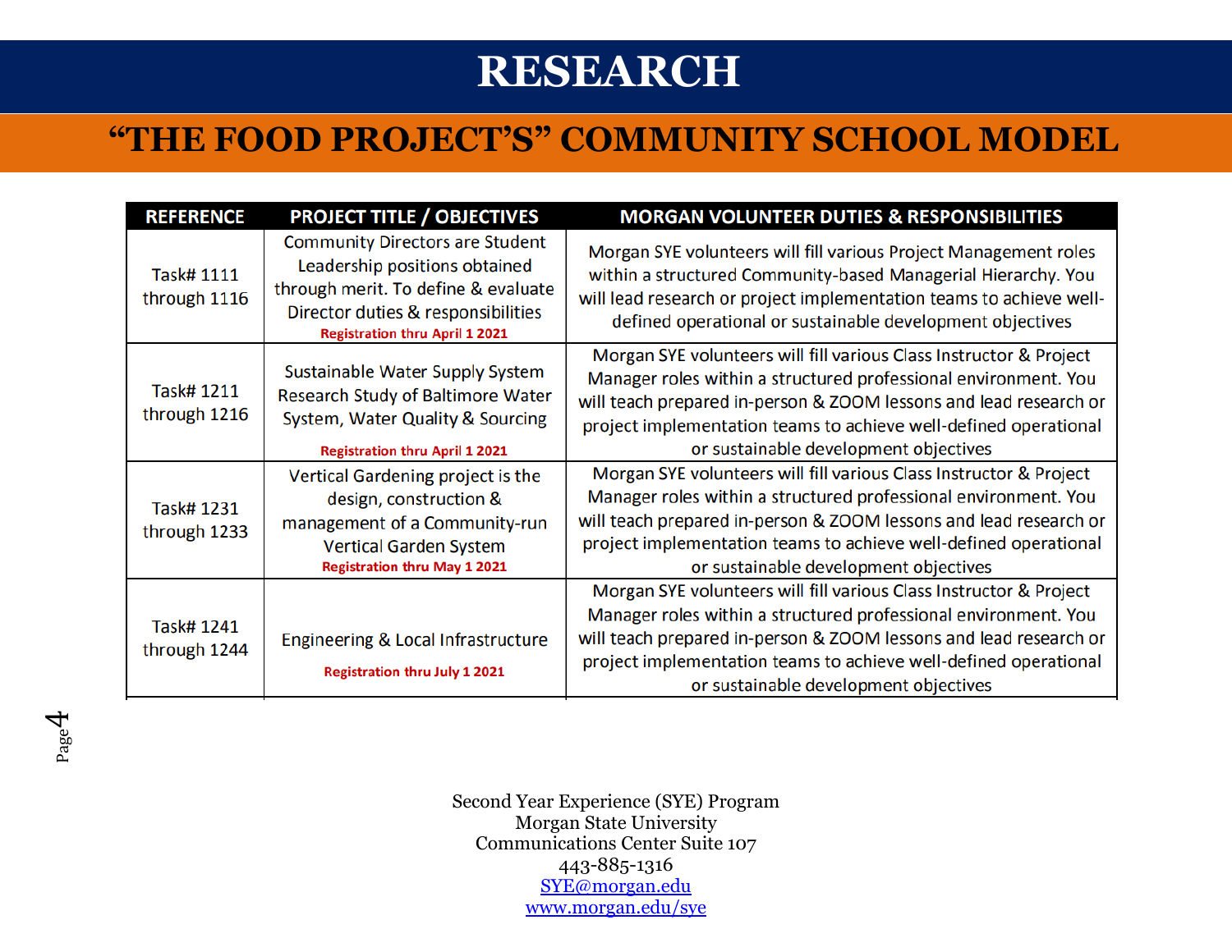# RESEARCH

## "THE FOOD PROJECT'S" COMMUNITY SCHOOL MODEL

| REFERENCE | PROJECT TITLE / OBJECTIVES | MORGAN VOLUNTEER DUTIES & RESPONSIBILITIES |
|---|---|---|
| Task# 1111 through 1116 | Community Directors are Student Leadership positions obtained through merit. To define & evaluate Director duties & responsibilities **Registration thru April 1 2021** | Morgan SYE volunteers will fill various Project Management roles within a structured Community-based Managerial Hierarchy. You will lead research or project implementation teams to achieve well-defined operational or sustainable development objectives |
| Task# 1211 through 1216 | Sustainable Water Supply System Research Study of Baltimore Water System, Water Quality & Sourcing **Registration thru April 1 2021** | Morgan SYE volunteers will fill various Class Instructor & Project Manager roles within a structured professional environment. You will teach prepared in-person & ZOOM lessons and lead research or project implementation teams to achieve well-defined operational or sustainable development objectives |
| Task# 1231 through 1233 | Vertical Gardening project is the design, construction & management of a Community-run Vertical Garden System **Registration thru May 1 2021** | Morgan SYE volunteers will fill various Class Instructor & Project Manager roles within a structured professional environment. You will teach prepared in-person & ZOOM lessons and lead research or project implementation teams to achieve well-defined operational or sustainable development objectives |
| Task# 1241 through 1244 | Engineering & Local Infrastructure **Registration thru July 1 2021** | Morgan SYE volunteers will fill various Class Instructor & Project Manager roles within a structured professional environment. You will teach prepared in-person & ZOOM lessons and lead research or project implementation teams to achieve well-defined operational or sustainable development objectives |

Second Year Experience (SYE) Program
Morgan State University
Communications Center Suite 107
443-885-1316
SYE@morgan.edu
www.morgan.edu/sye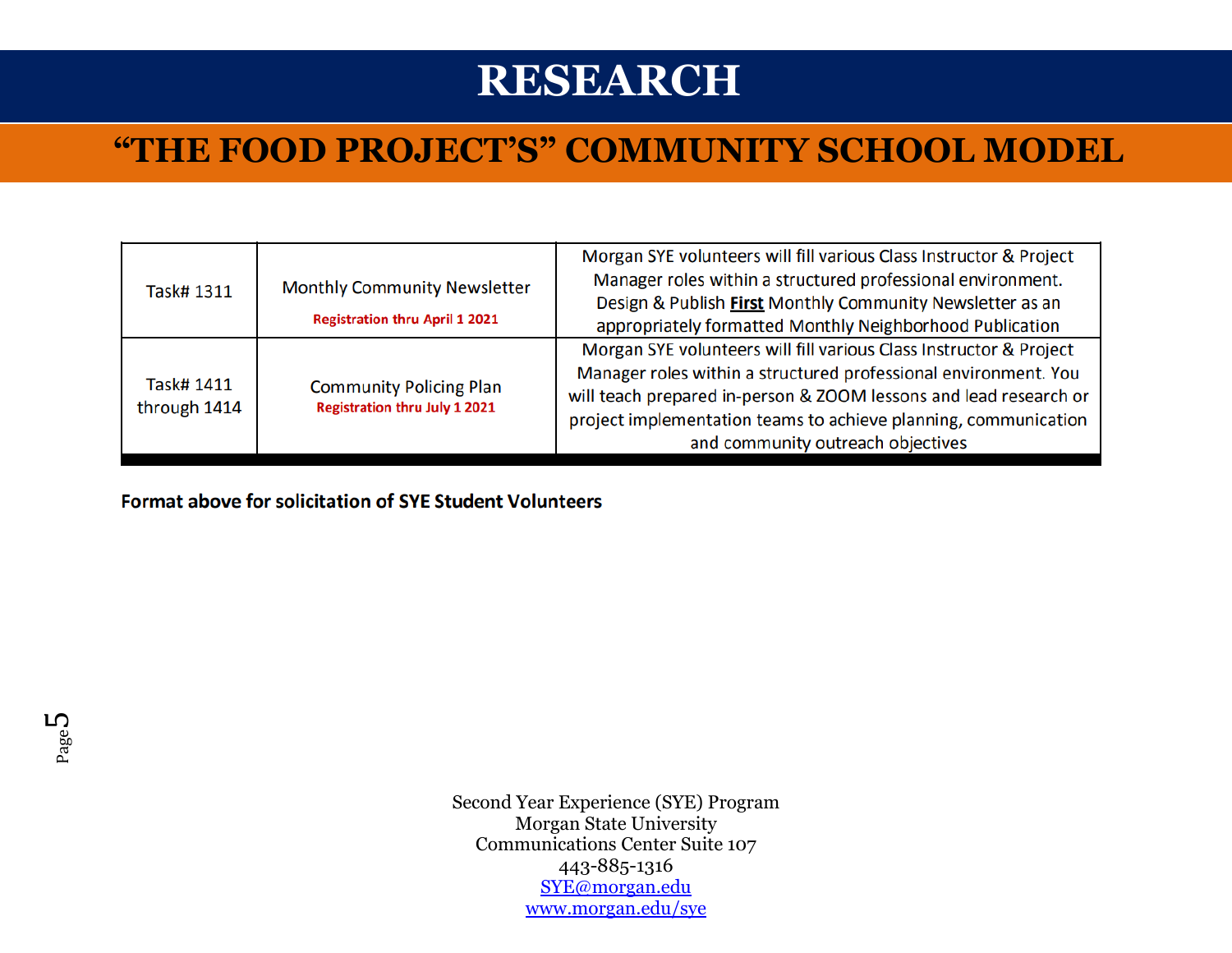# RESEARCH

## "THE FOOD PROJECT'S" COMMUNITY SCHOOL MODEL

| | | |
|---|---|---|
| Task# 1311 | Monthly Community Newsletter<br>Registration thru April 1 2021 | Morgan SYE volunteers will fill various Class Instructor & Project Manager roles within a structured professional environment. Design & Publish **First** Monthly Community Newsletter as an appropriately formatted Monthly Neighborhood Publication |
| Task# 1411 through 1414 | Community Policing Plan<br>Registration thru July 1 2021 | Morgan SYE volunteers will fill various Class Instructor & Project Manager roles within a structured professional environment. You will teach prepared in-person & ZOOM lessons and lead research or project implementation teams to achieve planning, communication and community outreach objectives |

**Format above for solicitation of SYE Student Volunteers**

Second Year Experience (SYE) Program
Morgan State University
Communications Center Suite 107
443-885-1316
SYE@morgan.edu
www.morgan.edu/sye